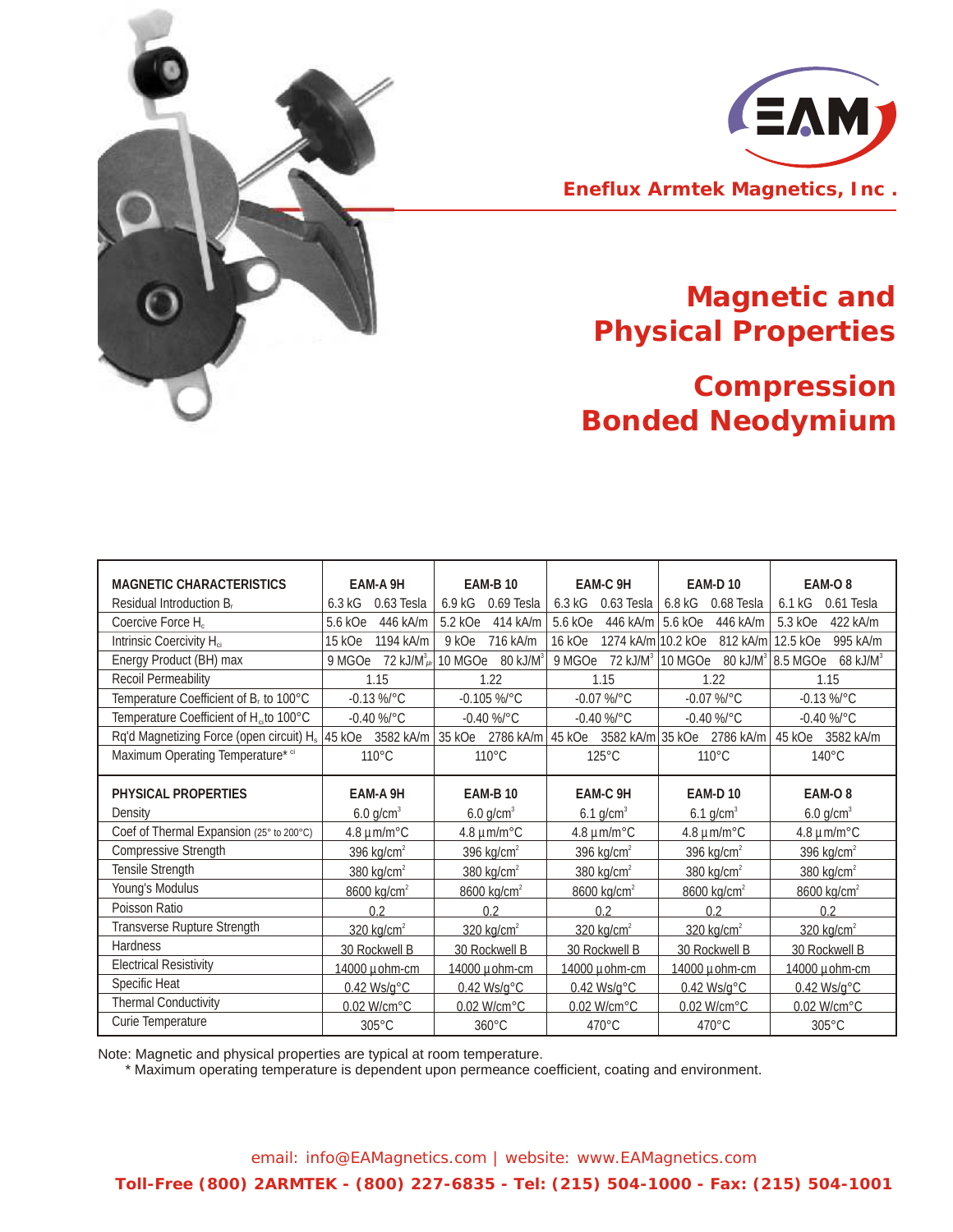Eneflux Armtek Magnetics, Inc .

# Magnetic and Physical Properties

# Compression Bonded Neodymium

| MAGNETIC CHARACTERISTICS | EAM-A 9H | EAM-B 10 | EAM-C 9H | EAM-D 10 | EAM-O 8 |
|---|---|---|---|---|---|
| Residual Introduction $B_r$ | 6.3 kG 0.63 Tesla | 6.9 kG 0.69 Tesla | 6.3 kG 0.63 Tesla | 6.8 kG 0.68 Tesla | 6.1 kG 0.61 Tesla |
| Coercive Force $H_c$ | 5.6 kOe 446 kA/m | 5.2 kOe 414 kA/m | 5.6 kOe 446 kA/m | 5.6 kOe 446 kA/m | 5.3 kOe 422 kA/m |
| Intrinsic Coercivity $H_{ci}$ | 15 kOe 1194 kA/m | 9 kOe 716 kA/m | 16 kOe 1274 kA/m | 10.2 kOe 812 kA/m | 12.5 kOe 995 kA/m |
| Energy Product (BH) max | 9 MGOe 72 kJ/M$^3_\mu$ | 10 MGOe 80 kJ/M$^3$ | 9 MGOe 72 kJ/M$^3$ | 10 MGOe 80 kJ/M$^3$ | 8.5 MGOe 68 kJ/M$^3$ |
| Recoil Permeability | 1.15 | 1.22 | 1.15 | 1.22 | 1.15 |
| Temperature Coefficient of $B_r$ to 100°C | -0.13 %/°C | -0.105 %/°C | -0.07 %/°C | -0.07 %/°C | -0.13 %/°C |
| Temperature Coefficient of $H_{ci}$ to 100°C | -0.40 %/°C | -0.40 %/°C | -0.40 %/°C | -0.40 %/°C | -0.40 %/°C |
| Rq'd Magnetizing Force (open circuit) $H_s$ | 45 kOe 3582 kA/m | 35 kOe 2786 kA/m | 45 kOe 3582 kA/m | 35 kOe 2786 kA/m | 45 kOe 3582 kA/m |
| Maximum Operating Temperature* $^{ci}$ | 110°C | 110°C | 125°C | 110°C | 140°C |
| **PHYSICAL PROPERTIES** | **EAM-A 9H** | **EAM-B 10** | **EAM-C 9H** | **EAM-D 10** | **EAM-O 8** |
| Density | 6.0 g/cm$^3$ | 6.0 g/cm$^3$ | 6.1 g/cm$^3$ | 6.1 g/cm$^3$ | 6.0 g/cm$^3$ |
| Coef of Thermal Expansion (25° to 200°C) | 4.8 µm/m°C | 4.8 µm/m°C | 4.8 µm/m°C | 4.8 µm/m°C | 4.8 µm/m°C |
| Compressive Strength | 396 kg/cm$^2$ | 396 kg/cm$^2$ | 396 kg/cm$^2$ | 396 kg/cm$^2$ | 396 kg/cm$^2$ |
| Tensile Strength | 380 kg/cm$^2$ | 380 kg/cm$^2$ | 380 kg/cm$^2$ | 380 kg/cm$^2$ | 380 kg/cm$^2$ |
| Young's Modulus | 8600 kg/cm$^2$ | 8600 kg/cm$^2$ | 8600 kg/cm$^2$ | 8600 kg/cm$^2$ | 8600 kg/cm$^2$ |
| Poisson Ratio | 0.2 | 0.2 | 0.2 | 0.2 | 0.2 |
| Transverse Rupture Strength | 320 kg/cm$^2$ | 320 kg/cm$^2$ | 320 kg/cm$^2$ | 320 kg/cm$^2$ | 320 kg/cm$^2$ |
| Hardness | 30 Rockwell B | 30 Rockwell B | 30 Rockwell B | 30 Rockwell B | 30 Rockwell B |
| Electrical Resistivity | 14000 µohm-cm | 14000 µohm-cm | 14000 µohm-cm | 14000 µohm-cm | 14000 µohm-cm |
| Specific Heat | 0.42 Ws/g°C | 0.42 Ws/g°C | 0.42 Ws/g°C | 0.42 Ws/g°C | 0.42 Ws/g°C |
| Thermal Conductivity | 0.02 W/cm°C | 0.02 W/cm°C | 0.02 W/cm°C | 0.02 W/cm°C | 0.02 W/cm°C |
| Curie Temperature | 305°C | 360°C | 470°C | 470°C | 305°C |

Note: Magnetic and physical properties are typical at room temperature.
\* Maximum operating temperature is dependent upon permeance coefficient, coating and environment.

email: info@EAMagnetics.com | website: www.EAMagnetics.com

**Toll-Free (800) 2ARMTEK - (800) 227-6835 - Tel: (215) 504-1000 - Fax: (215) 504-1001**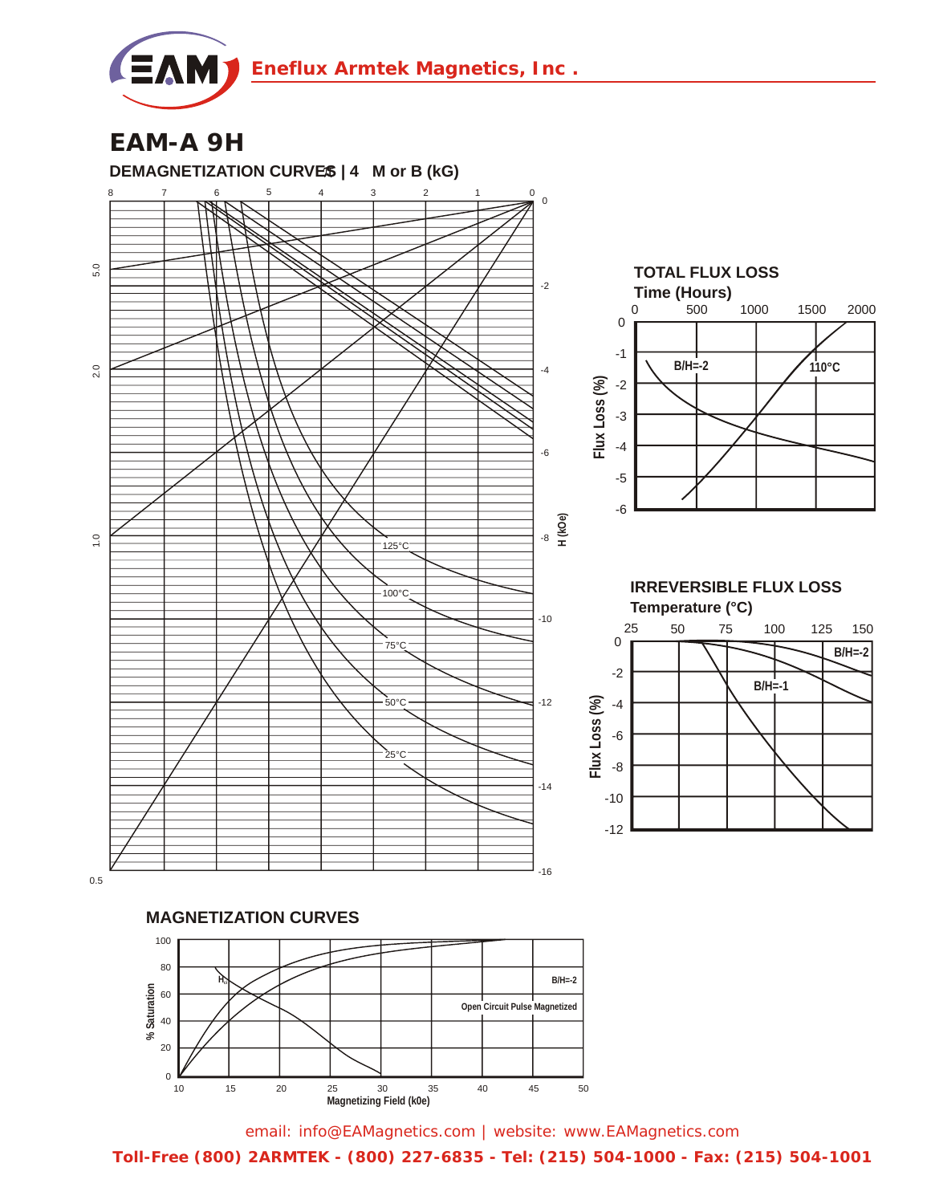# EAM-A 9H

## DEMAGNETIZATION CURVES | 4πM or B (kG)

8 7 6 5 4 3 2 1 0

H (kOe)

0 -2 -4 -6 -8 -10 -12 -14 -16

5.0 2.0 1.0 0.5

125°C 100°C 75°C 50°C 25°C

## TOTAL FLUX LOSS

Time (Hours)

0 500 1000 1500 2000

Flux Loss (%)

0 -1 -2 -3 -4 -5 -6

B/H=-2

110°C

## IRREVERSIBLE FLUX LOSS

Temperature (°C)

25 50 75 100 125 150

Flux Loss (%)

0 -2 -4 -6 -8 -10 -12

B/H=-2

B/H=-1

## MAGNETIZATION CURVES

% Saturation

0 20 40 60 80 100

Magnetizing Field (k0e)

10 15 20 25 30 35 40 45 50

$H_c$

B/H=-2

Open Circuit Pulse Magnetized

email: info@EAMagnetics.com | website: www.EAMagnetics.com

**Toll-Free (800) 2ARMTEK - (800) 227-6835 - Tel: (215) 504-1000 - Fax: (215) 504-1001**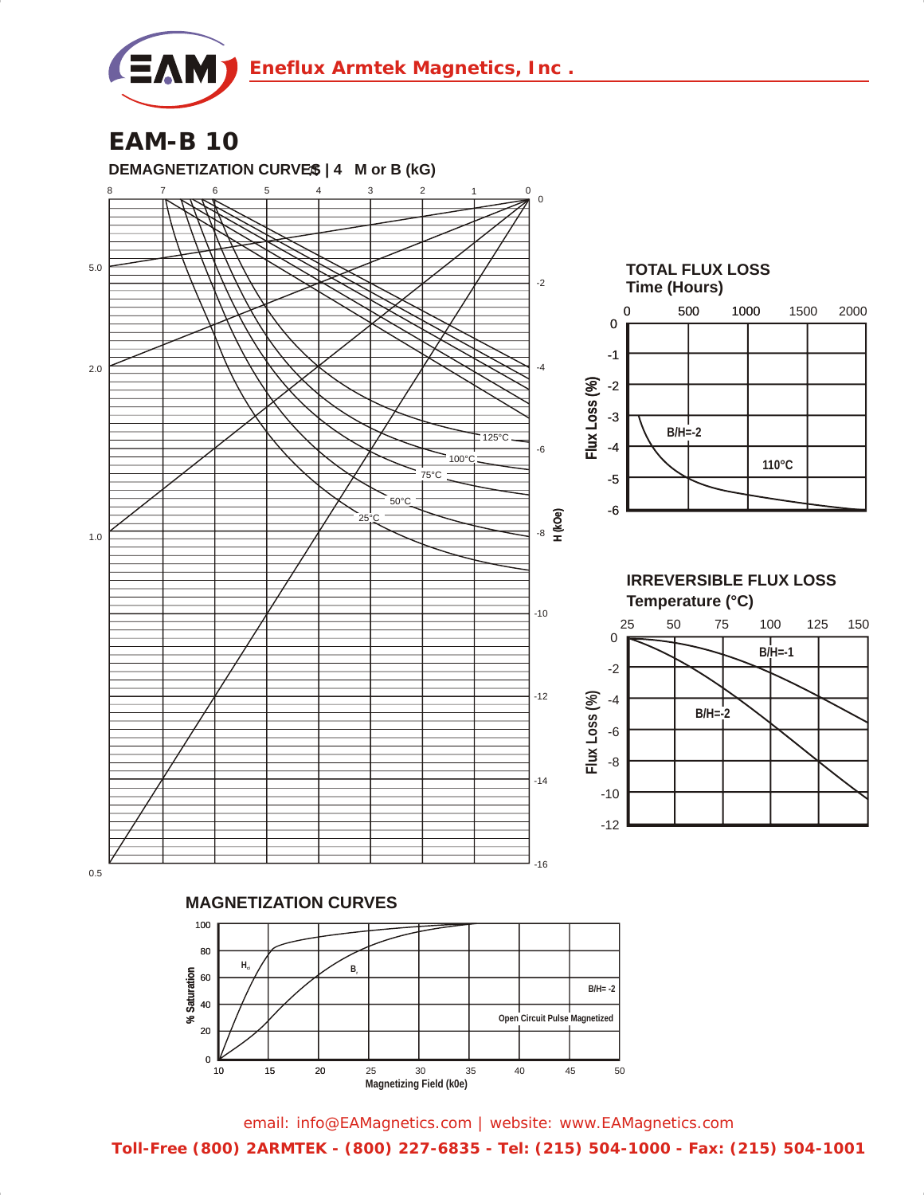# EAM-B 10

DEMAGNETIZATION CURVES | 4 M or B (kG)

8 7 6 5 4 3 2 1 0

5.0

2.0

1.0

0.5

0 -2 -4 -6 -8 -10 -12 -14 -16

H (kOe)

125°C
100°C
75°C
50°C
25°C

## TOTAL FLUX LOSS

Time (Hours)

0 500 1000 1500 2000

Flux Loss (%)

0 -1 -2 -3 -4 -5 -6

B/H=-2

110°C

## IRREVERSIBLE FLUX LOSS

Temperature (°C)

25 50 75 100 125 150

Flux Loss (%)

0 -2 -4 -6 -8 -10 -12

B/H=-1

B/H=-2

## MAGNETIZATION CURVES

% Saturation

100 80 60 40 20 0

$H_{ci}$

$B_r$

B/H= -2

Open Circuit Pulse Magnetized

10 15 20 25 30 35 40 45 50

Magnetizing Field (k0e)

email: info@EAMagnetics.com | website: www.EAMagnetics.com

Toll-Free (800) 2ARMTEK - (800) 227-6835 - Tel: (215) 504-1000 - Fax: (215) 504-1001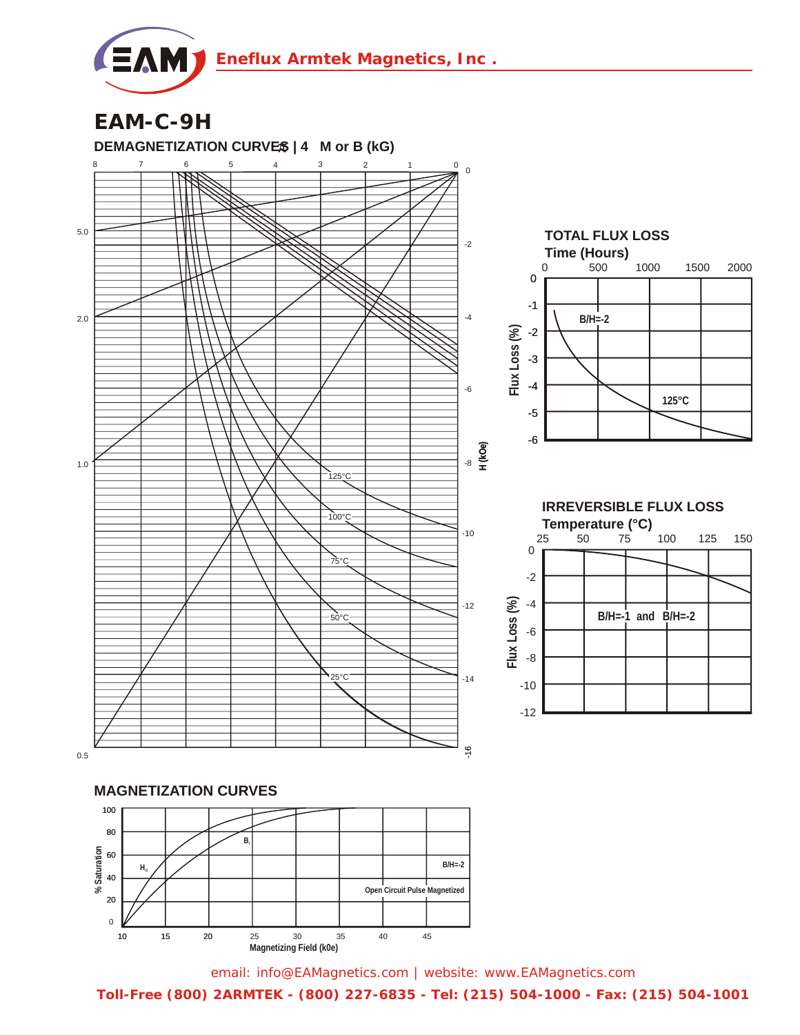# EAM-C-9H

## DEMAGNETIZATION CURVES | 4πM or B (kG)

8 7 6 5 4 3 2 1 0

H (kOe): 0, -2, -4, -6, -8, -10, -12, -14, -16

B/H: 5.0, 2.0, 1.0, 0.5

125°C, 100°C, 75°C, 50°C, 25°C

## TOTAL FLUX LOSS

Time (Hours): 0, 500, 1000, 1500, 2000

Flux Loss (%): 0, -1, -2, -3, -4, -5, -6

B/H=-2

125°C

## IRREVERSIBLE FLUX LOSS

Temperature (°C): 25, 50, 75, 100, 125, 150

Flux Loss (%): 0, -2, -4, -6, -8, -10, -12

B/H=-1 and B/H=-2

## MAGNETIZATION CURVES

% Saturation: 0, 20, 40, 60, 80, 100

Magnetizing Field (kOe): 10, 15, 20, 25, 30, 35, 40, 45

$B_r$

$H_{ci}$

B/H=-2

Open Circuit Pulse Magnetized

email: info@EAMagnetics.com | website: www.EAMagnetics.com

**Toll-Free (800) 2ARMTEK - (800) 227-6835 - Tel: (215) 504-1000 - Fax: (215) 504-1001**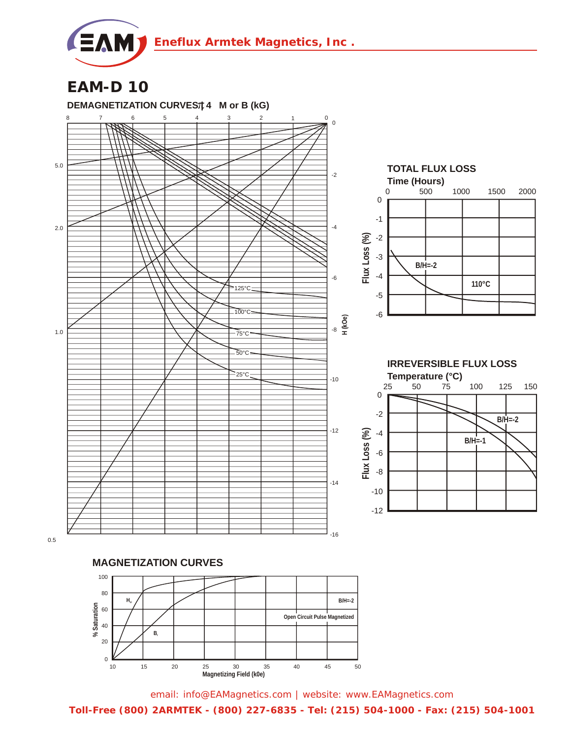# EAM-D 10

**DEMAGNETIZATION CURVES** 4 M or B (kG)

8 7 6 5 4 3 2 1 0

H (kOe)

0, -2, -4, -6, -8, -10, -12, -14, -16

5.0, 2.0, 1.0, 0.5

125°C, 100°C, 75°C, 50°C, 25°C

**TOTAL FLUX LOSS**

**Time (Hours)**

0 500 1000 1500 2000

Flux Loss (%)

0, -1, -2, -3, -4, -5, -6

B/H=-2

110°C

**IRREVERSIBLE FLUX LOSS**

**Temperature (°C)**

25 50 75 100 125 150

Flux Loss (%)

0, -2, -4, -6, -8, -10, -12

B/H=-2

B/H=-1

**MAGNETIZATION CURVES**

% Saturation

0, 20, 40, 60, 80, 100

$H_{ci}$

$B_r$

B/H=-2

Open Circuit Pulse Magnetized

10 15 20 25 30 35 40 45 50

Magnetizing Field (k0e)

email: info@EAMagnetics.com | website: www.EAMagnetics.com

**Toll-Free (800) 2ARMTEK - (800) 227-6835 - Tel: (215) 504-1000 - Fax: (215) 504-1001**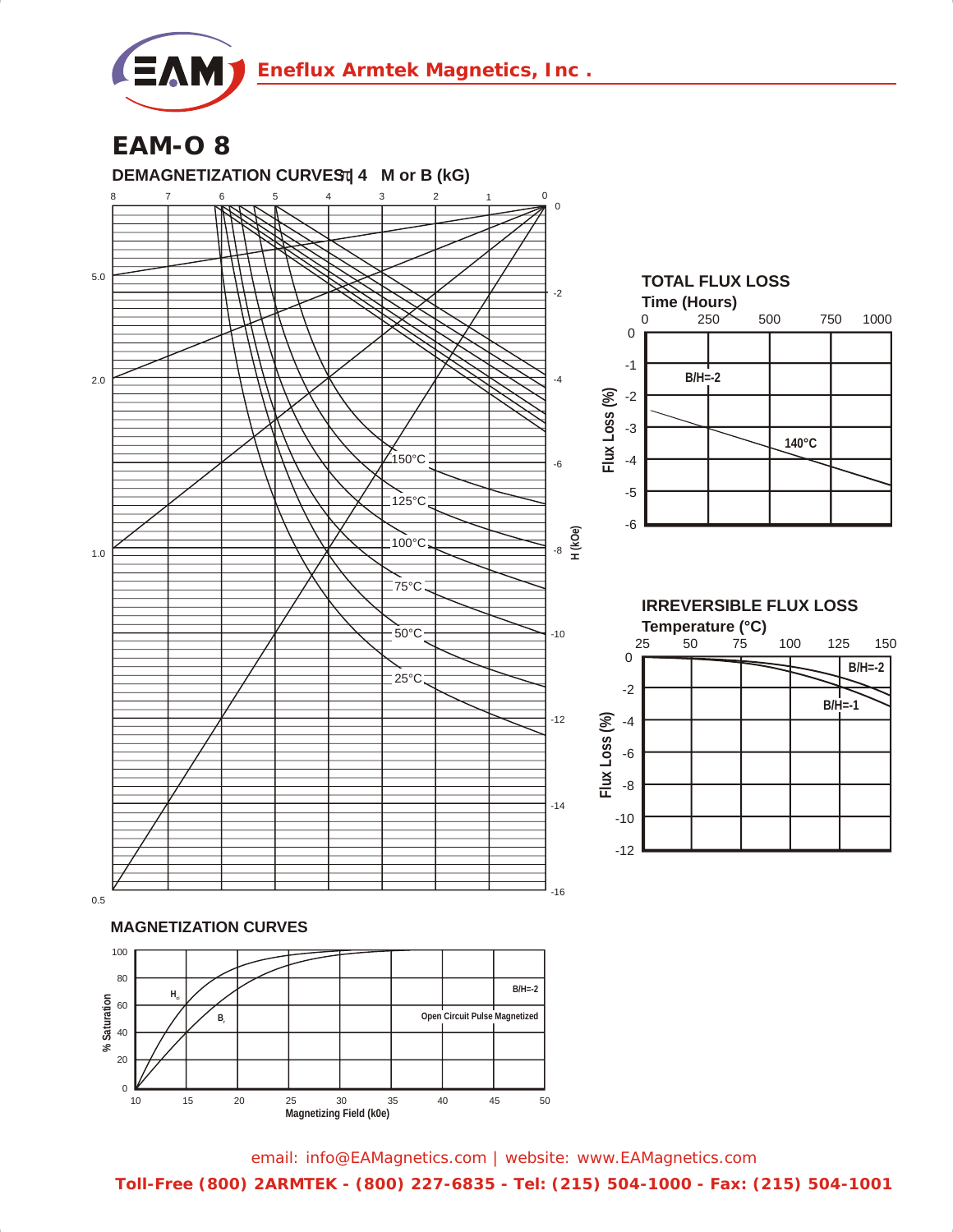Eneflux Armtek Magnetics, Inc .

# EAM-O 8

## DEMAGNETIZATION CURVES 4πM or B (kG)

8 7 6 5 4 3 2 1 0

0 -2 -4 -6 -8 -10 -12 -14 -16

H (kOe)

5.0 2.0 1.0 0.5

150°C
125°C
100°C
75°C
50°C
25°C

## TOTAL FLUX LOSS

Time (Hours)

0 250 500 750 1000

0 -1 -2 -3 -4 -5 -6

Flux Loss (%)

B/H=-2

140°C

## IRREVERSIBLE FLUX LOSS

Temperature (°C)

25 50 75 100 125 150

0 -2 -4 -6 -8 -10 -12

Flux Loss (%)

B/H=-2

B/H=-1

## MAGNETIZATION CURVES

100 80 60 40 20 0

% Saturation

$H_c$

$B_r$

B/H=-2

Open Circuit Pulse Magnetized

10 15 20 25 30 35 40 45 50

Magnetizing Field (k0e)

email: info@EAMagnetics.com | website: www.EAMagnetics.com

Toll-Free (800) 2ARMTEK - (800) 227-6835 - Tel: (215) 504-1000 - Fax: (215) 504-1001